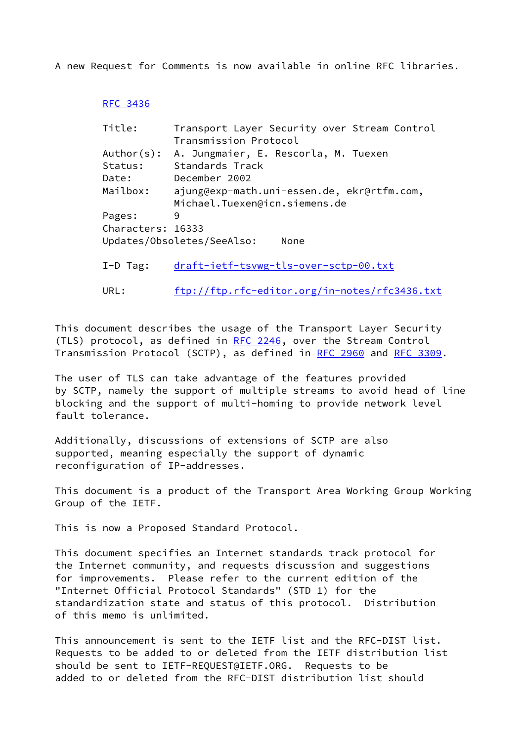A new Request for Comments is now available in online RFC libraries.

RFC 3436

Title: Transport Layer Security over Stream Control Transmission Protocol
Author(s): A. Jungmaier, E. Rescorla, M. Tuexen
Status: Standards Track
Date: December 2002
Mailbox: ajung@exp-math.uni-essen.de, ekr@rtfm.com, Michael.Tuexen@icn.siemens.de
Pages: 9
Characters: 16333
Updates/Obsoletes/SeeAlso: None

I-D Tag: draft-ietf-tsvwg-tls-over-sctp-00.txt

URL: ftp://ftp.rfc-editor.org/in-notes/rfc3436.txt

This document describes the usage of the Transport Layer Security (TLS) protocol, as defined in RFC 2246, over the Stream Control Transmission Protocol (SCTP), as defined in RFC 2960 and RFC 3309.

The user of TLS can take advantage of the features provided by SCTP, namely the support of multiple streams to avoid head of line blocking and the support of multi-homing to provide network level fault tolerance.

Additionally, discussions of extensions of SCTP are also supported, meaning especially the support of dynamic reconfiguration of IP-addresses.

This document is a product of the Transport Area Working Group Working Group of the IETF.

This is now a Proposed Standard Protocol.

This document specifies an Internet standards track protocol for the Internet community, and requests discussion and suggestions for improvements. Please refer to the current edition of the "Internet Official Protocol Standards" (STD 1) for the standardization state and status of this protocol. Distribution of this memo is unlimited.

This announcement is sent to the IETF list and the RFC-DIST list. Requests to be added to or deleted from the IETF distribution list should be sent to IETF-REQUEST@IETF.ORG. Requests to be added to or deleted from the RFC-DIST distribution list should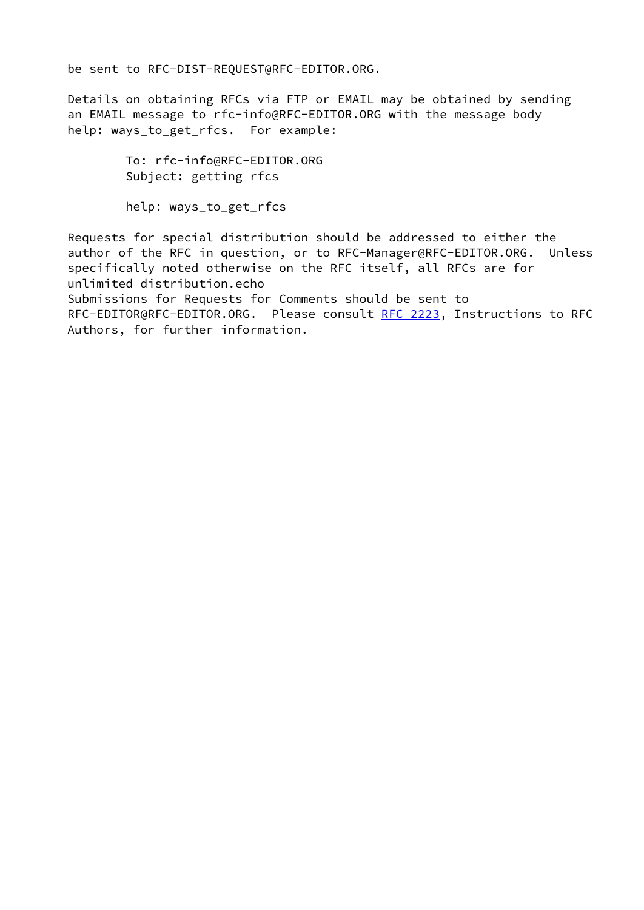be sent to RFC-DIST-REQUEST@RFC-EDITOR.ORG.

Details on obtaining RFCs via FTP or EMAIL may be obtained by sending an EMAIL message to rfc-info@RFC-EDITOR.ORG with the message body help: ways_to_get_rfcs. For example:

```
To: rfc-info@RFC-EDITOR.ORG
Subject: getting rfcs

help: ways_to_get_rfcs
```

Requests for special distribution should be addressed to either the author of the RFC in question, or to RFC-Manager@RFC-EDITOR.ORG. Unless specifically noted otherwise on the RFC itself, all RFCs are for unlimited distribution.echo
Submissions for Requests for Comments should be sent to RFC-EDITOR@RFC-EDITOR.ORG. Please consult RFC 2223, Instructions to RFC Authors, for further information.